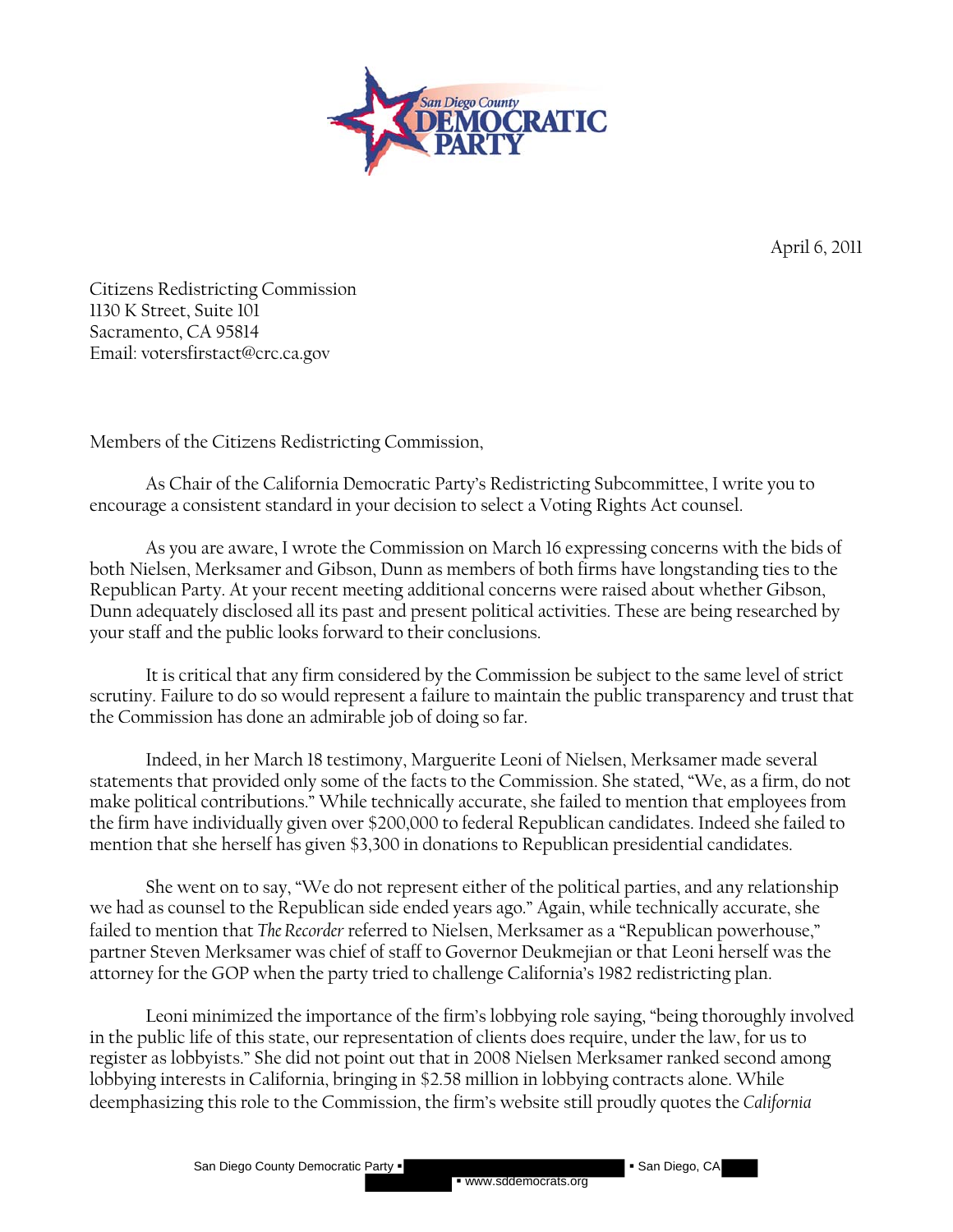San Diego County DEMOCRATIC PARTY

April 6, 2011

Citizens Redistricting Commission
1130 K Street, Suite 101
Sacramento, CA 95814
Email: votersfirstact@crc.ca.gov

Members of the Citizens Redistricting Commission,

As Chair of the California Democratic Party's Redistricting Subcommittee, I write you to encourage a consistent standard in your decision to select a Voting Rights Act counsel.

As you are aware, I wrote the Commission on March 16 expressing concerns with the bids of both Nielsen, Merksamer and Gibson, Dunn as members of both firms have longstanding ties to the Republican Party. At your recent meeting additional concerns were raised about whether Gibson, Dunn adequately disclosed all its past and present political activities. These are being researched by your staff and the public looks forward to their conclusions.

It is critical that any firm considered by the Commission be subject to the same level of strict scrutiny. Failure to do so would represent a failure to maintain the public transparency and trust that the Commission has done an admirable job of doing so far.

Indeed, in her March 18 testimony, Marguerite Leoni of Nielsen, Merksamer made several statements that provided only some of the facts to the Commission. She stated, "We, as a firm, do not make political contributions." While technically accurate, she failed to mention that employees from the firm have individually given over $200,000 to federal Republican candidates. Indeed she failed to mention that she herself has given $3,300 in donations to Republican presidential candidates.

She went on to say, "We do not represent either of the political parties, and any relationship we had as counsel to the Republican side ended years ago." Again, while technically accurate, she failed to mention that *The Recorder* referred to Nielsen, Merksamer as a "Republican powerhouse," partner Steven Merksamer was chief of staff to Governor Deukmejian or that Leoni herself was the attorney for the GOP when the party tried to challenge California's 1982 redistricting plan.

Leoni minimized the importance of the firm's lobbying role saying, "being thoroughly involved in the public life of this state, our representation of clients does require, under the law, for us to register as lobbyists." She did not point out that in 2008 Nielsen Merksamer ranked second among lobbying interests in California, bringing in $2.58 million in lobbying contracts alone. While deemphasizing this role to the Commission, the firm's website still proudly quotes the *California*

San Diego County Democratic Party ▪ [redacted] ▪ San Diego, CA [redacted]
[redacted] ▪ www.sddemocrats.org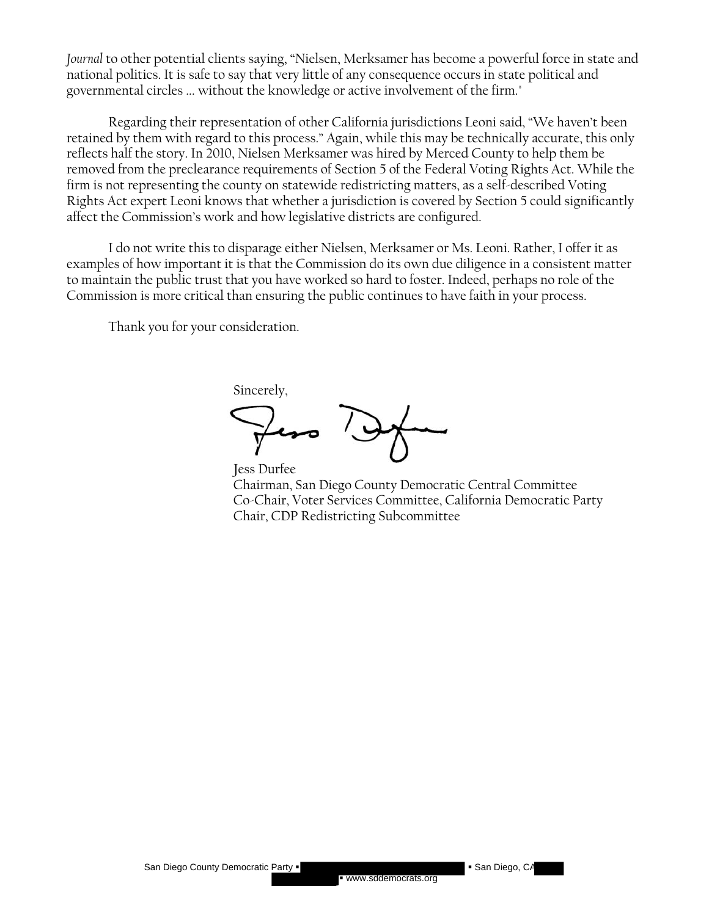*Journal* to other potential clients saying, "Nielsen, Merksamer has become a powerful force in state and national politics. It is safe to say that very little of any consequence occurs in state political and governmental circles … without the knowledge or active involvement of the firm."

Regarding their representation of other California jurisdictions Leoni said, "We haven't been retained by them with regard to this process." Again, while this may be technically accurate, this only reflects half the story. In 2010, Nielsen Merksamer was hired by Merced County to help them be removed from the preclearance requirements of Section 5 of the Federal Voting Rights Act. While the firm is not representing the county on statewide redistricting matters, as a self-described Voting Rights Act expert Leoni knows that whether a jurisdiction is covered by Section 5 could significantly affect the Commission's work and how legislative districts are configured.

I do not write this to disparage either Nielsen, Merksamer or Ms. Leoni. Rather, I offer it as examples of how important it is that the Commission do its own due diligence in a consistent matter to maintain the public trust that you have worked so hard to foster. Indeed, perhaps no role of the Commission is more critical than ensuring the public continues to have faith in your process.

Thank you for your consideration.

Sincerely,

Jess Durfee
Chairman, San Diego County Democratic Central Committee
Co-Chair, Voter Services Committee, California Democratic Party
Chair, CDP Redistricting Subcommittee

San Diego County Democratic Party ▪ ▪ San Diego, CA
▪ www.sddemocrats.org